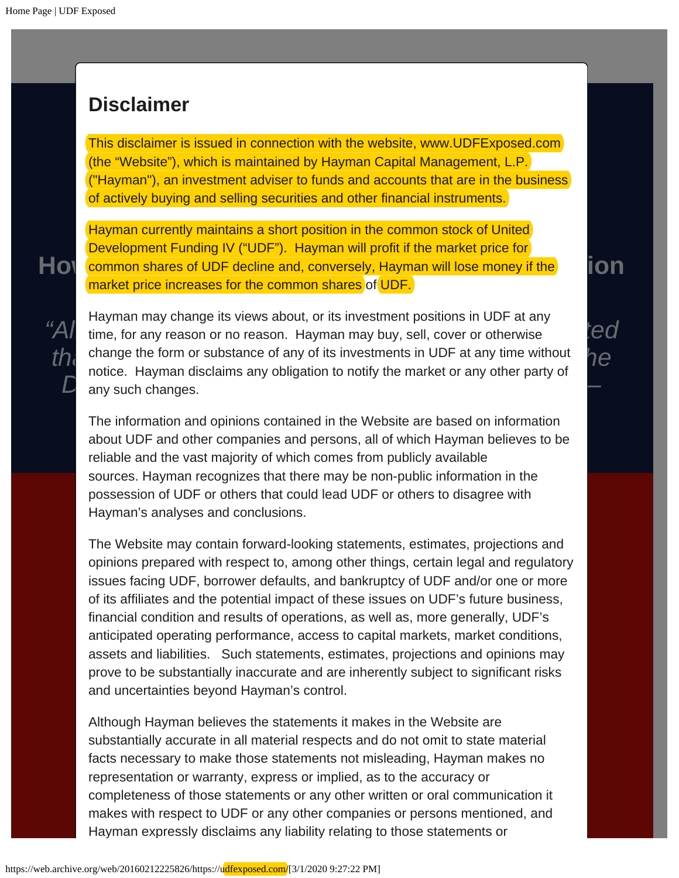# Disclaimer

This disclaimer is issued in connection with the website, www.UDFExposed.com (the "Website"), which is maintained by Hayman Capital Management, L.P. ("Hayman"), an investment adviser to funds and accounts that are in the business of actively buying and selling securities and other financial instruments.

Hayman currently maintains a short position in the common stock of United Development Funding IV ("UDF"). Hayman will profit if the market price for common shares of UDF decline and, conversely, Hayman will lose money if the market price increases for the common shares of UDF.

Hayman may change its views about, or its investment positions in UDF at any time, for any reason or no reason. Hayman may buy, sell, cover or otherwise change the form or substance of any of its investments in UDF at any time without notice. Hayman disclaims any obligation to notify the market or any other party of any such changes.

The information and opinions contained in the Website are based on information about UDF and other companies and persons, all of which Hayman believes to be reliable and the vast majority of which comes from publicly available sources. Hayman recognizes that there may be non-public information in the possession of UDF or others that could lead UDF or others to disagree with Hayman's analyses and conclusions.

The Website may contain forward-looking statements, estimates, projections and opinions prepared with respect to, among other things, certain legal and regulatory issues facing UDF, borrower defaults, and bankruptcy of UDF and/or one or more of its affiliates and the potential impact of these issues on UDF's future business, financial condition and results of operations, as well as, more generally, UDF's anticipated operating performance, access to capital markets, market conditions, assets and liabilities. Such statements, estimates, projections and opinions may prove to be substantially inaccurate and are inherently subject to significant risks and uncertainties beyond Hayman's control.

Although Hayman believes the statements it makes in the Website are substantially accurate in all material respects and do not omit to state material facts necessary to make those statements not misleading, Hayman makes no representation or warranty, express or implied, as to the accuracy or completeness of those statements or any other written or oral communication it makes with respect to UDF or any other companies or persons mentioned, and Hayman expressly disclaims any liability relating to those statements or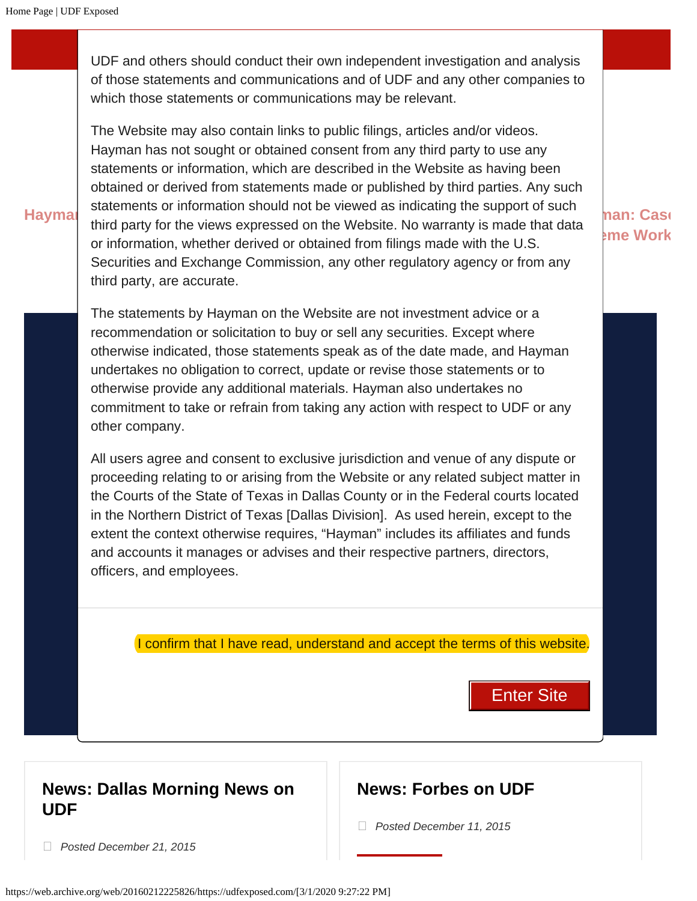UDF and others should conduct their own independent investigation and analysis of those statements and communications and of UDF and any other companies to which those statements or communications may be relevant.

The Website may also contain links to public filings, articles and/or videos. Hayman has not sought or obtained consent from any third party to use any statements or information, which are described in the Website as having been obtained or derived from statements made or published by third parties. Any such statements or information should not be viewed as indicating the support of such third party for the views expressed on the Website. No warranty is made that data or information, whether derived or obtained from filings made with the U.S. Securities and Exchange Commission, any other regulatory agency or from any third party, are accurate.

The statements by Hayman on the Website are not investment advice or a recommendation or solicitation to buy or sell any securities. Except where otherwise indicated, those statements speak as of the date made, and Hayman undertakes no obligation to correct, update or revise those statements or to otherwise provide any additional materials. Hayman also undertakes no commitment to take or refrain from taking any action with respect to UDF or any other company.

All users agree and consent to exclusive jurisdiction and venue of any dispute or proceeding relating to or arising from the Website or any related subject matter in the Courts of the State of Texas in Dallas County or in the Federal courts located in the Northern District of Texas [Dallas Division]. As used herein, except to the extent the context otherwise requires, "Hayman" includes its affiliates and funds and accounts it manages or advises and their respective partners, directors, officers, and employees.

I confirm that I have read, understand and accept the terms of this website.

Enter Site

## News: Dallas Morning News on UDF

*Posted December 21, 2015*

## News: Forbes on UDF

*Posted December 11, 2015*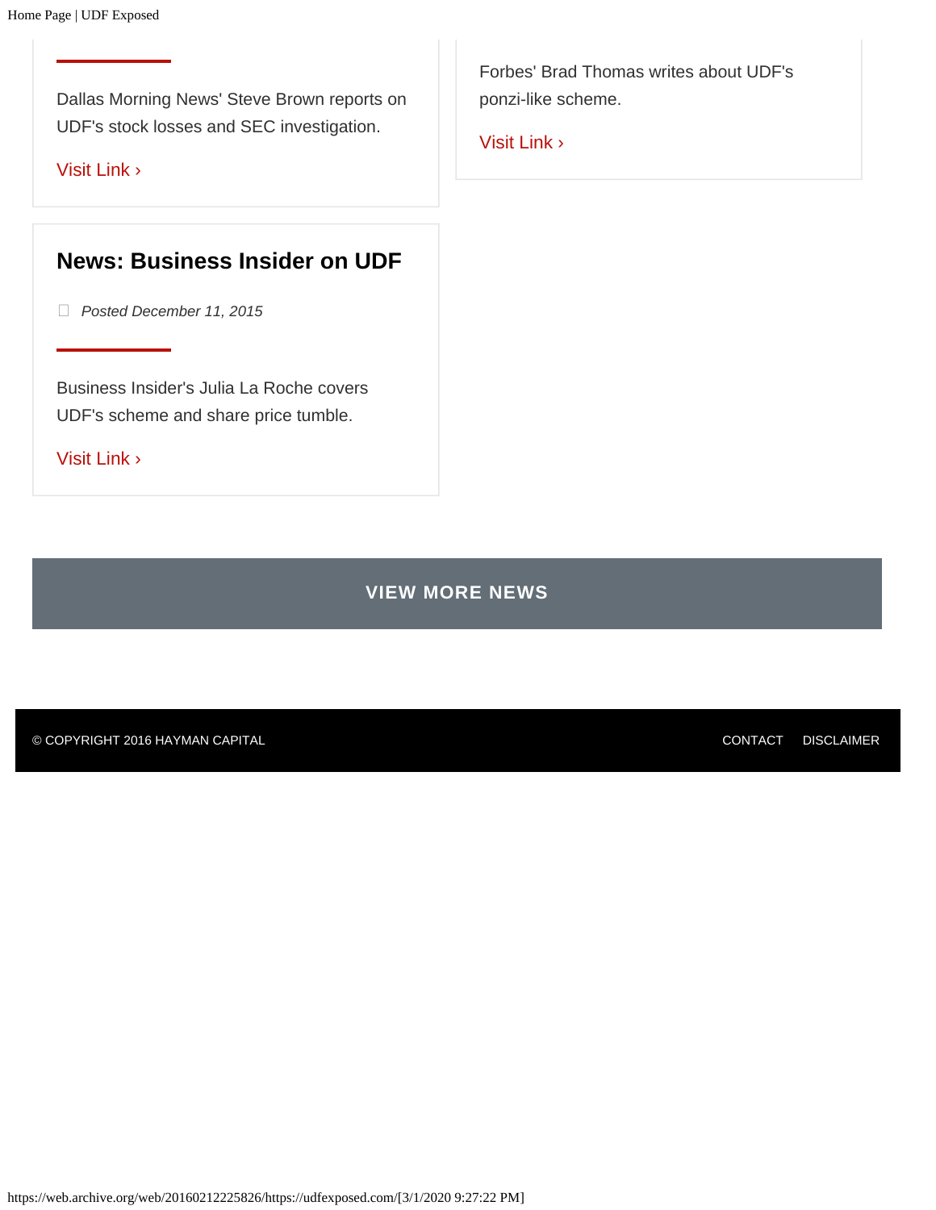Dallas Morning News' Steve Brown reports on UDF's stock losses and SEC investigation.

Visit Link ›

Forbes' Brad Thomas writes about UDF's ponzi-like scheme.

Visit Link ›

### News: Business Insider on UDF

*Posted December 11, 2015*

Business Insider's Julia La Roche covers UDF's scheme and share price tumble.

Visit Link ›

**VIEW MORE NEWS**

© COPYRIGHT 2016 HAYMAN CAPITAL

CONTACT DISCLAIMER